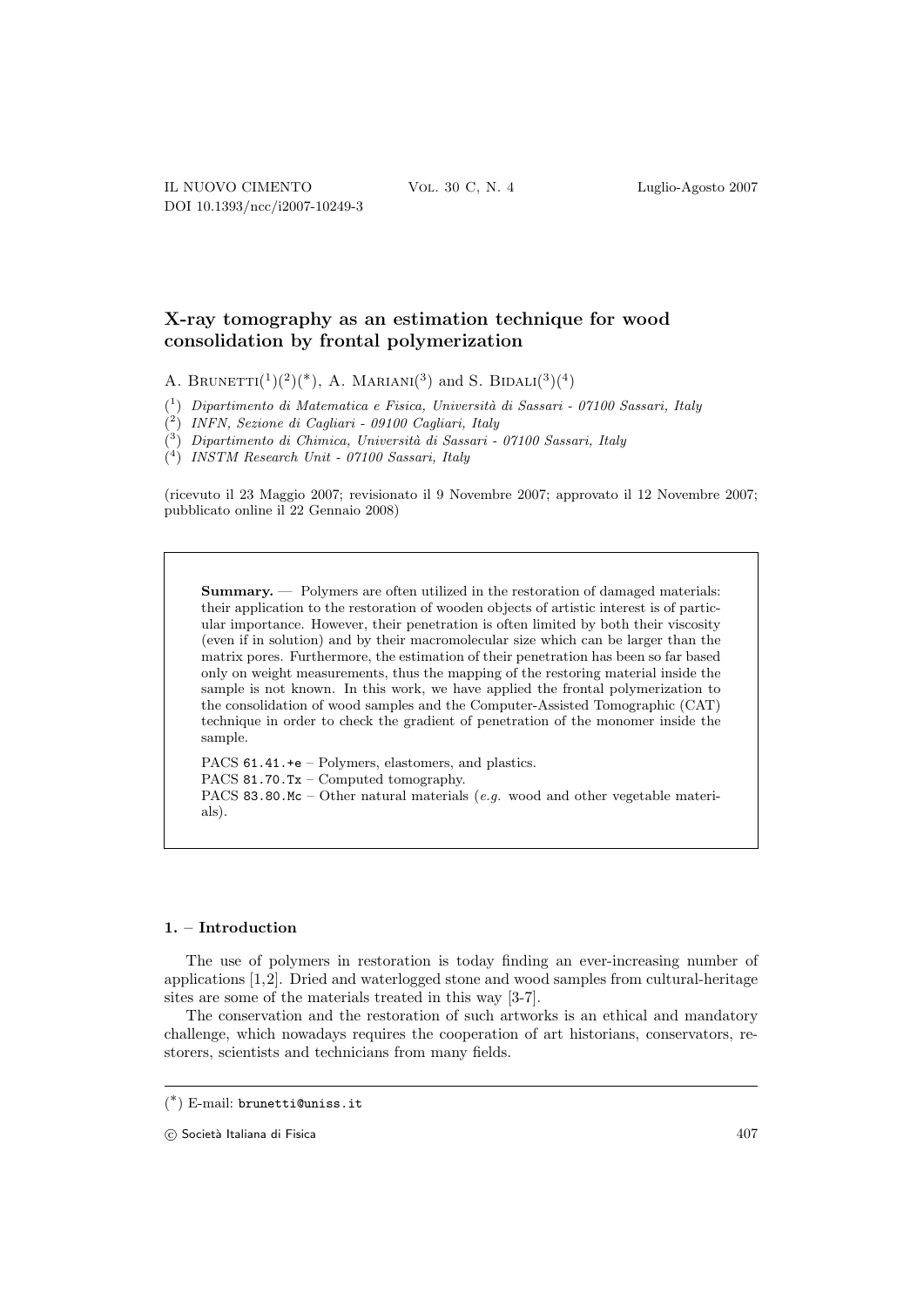# X-ray tomography as an estimation technique for wood consolidation by frontal polymerization

A. BRUNETTI[1][2][*], A. MARIANI[3] and S. BIDALI[3][4]

[1] *Dipartimento di Matematica e Fisica, Università di Sassari - 07100 Sassari, Italy*
[2] *INFN, Sezione di Cagliari - 09100 Cagliari, Italy*
[3] *Dipartimento di Chimica, Università di Sassari - 07100 Sassari, Italy*
[4] *INSTM Research Unit - 07100 Sassari, Italy*

(ricevuto il 23 Maggio 2007; revisionato il 9 Novembre 2007; approvato il 12 Novembre 2007; pubblicato online il 22 Gennaio 2008)

**Summary.** — Polymers are often utilized in the restoration of damaged materials: their application to the restoration of wooden objects of artistic interest is of particular importance. However, their penetration is often limited by both their viscosity (even if in solution) and by their macromolecular size which can be larger than the matrix pores. Furthermore, the estimation of their penetration has been so far based only on weight measurements, thus the mapping of the restoring material inside the sample is not known. In this work, we have applied the frontal polymerization to the consolidation of wood samples and the Computer-Assisted Tomographic (CAT) technique in order to check the gradient of penetration of the monomer inside the sample.

PACS 61.41.+e – Polymers, elastomers, and plastics.
PACS 81.70.Tx – Computed tomography.
PACS 83.80.Mc – Other natural materials (*e.g.* wood and other vegetable materials).

## 1. – Introduction

The use of polymers in restoration is today finding an ever-increasing number of applications [1,2]. Dried and waterlogged stone and wood samples from cultural-heritage sites are some of the materials treated in this way [3-7].

The conservation and the restoration of such artworks is an ethical and mandatory challenge, which nowadays requires the cooperation of art historians, conservators, restorers, scientists and technicians from many fields.

[*] E-mail: brunetti@uniss.it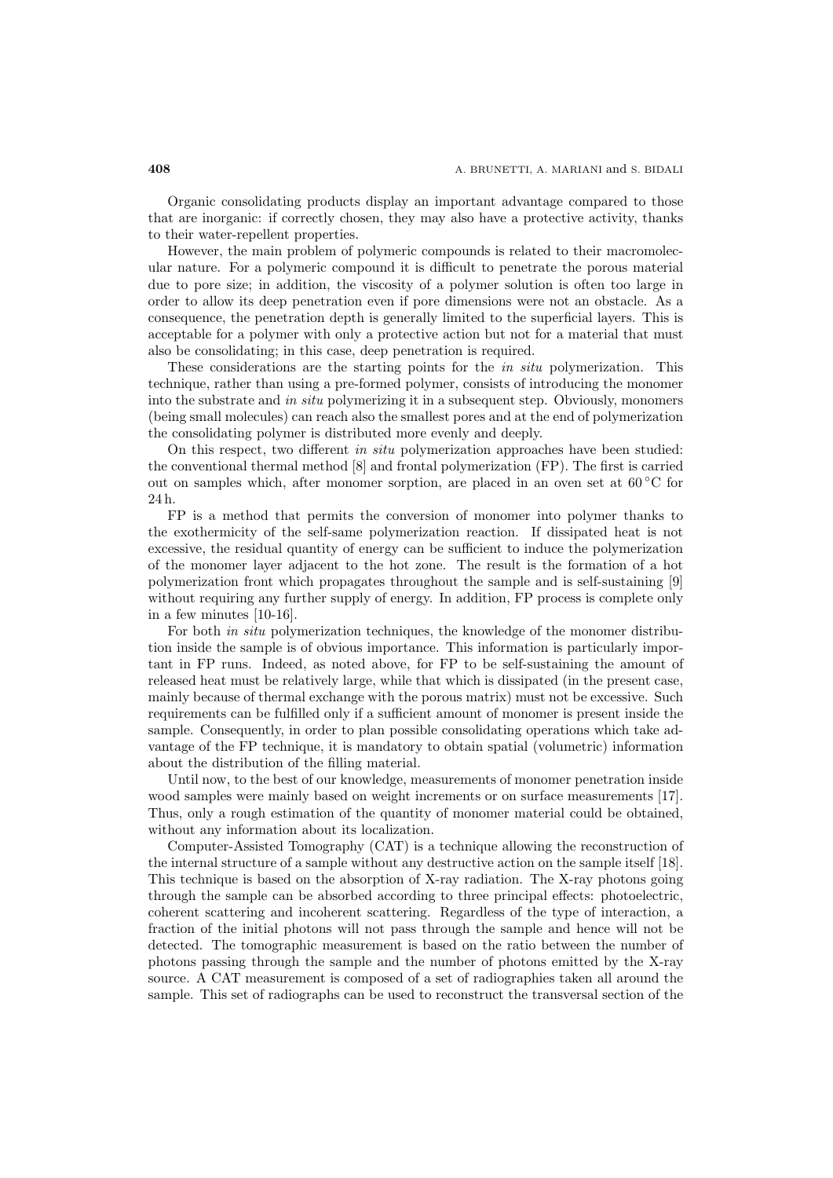Organic consolidating products display an important advantage compared to those that are inorganic: if correctly chosen, they may also have a protective activity, thanks to their water-repellent properties.

However, the main problem of polymeric compounds is related to their macromolecular nature. For a polymeric compound it is difficult to penetrate the porous material due to pore size; in addition, the viscosity of a polymer solution is often too large in order to allow its deep penetration even if pore dimensions were not an obstacle. As a consequence, the penetration depth is generally limited to the superficial layers. This is acceptable for a polymer with only a protective action but not for a material that must also be consolidating; in this case, deep penetration is required.

These considerations are the starting points for the *in situ* polymerization. This technique, rather than using a pre-formed polymer, consists of introducing the monomer into the substrate and *in situ* polymerizing it in a subsequent step. Obviously, monomers (being small molecules) can reach also the smallest pores and at the end of polymerization the consolidating polymer is distributed more evenly and deeply.

On this respect, two different *in situ* polymerization approaches have been studied: the conventional thermal method [8] and frontal polymerization (FP). The first is carried out on samples which, after monomer sorption, are placed in an oven set at $60\,^{\circ}$C for 24 h.

FP is a method that permits the conversion of monomer into polymer thanks to the exothermicity of the self-same polymerization reaction. If dissipated heat is not excessive, the residual quantity of energy can be sufficient to induce the polymerization of the monomer layer adjacent to the hot zone. The result is the formation of a hot polymerization front which propagates throughout the sample and is self-sustaining [9] without requiring any further supply of energy. In addition, FP process is complete only in a few minutes [10-16].

For both *in situ* polymerization techniques, the knowledge of the monomer distribution inside the sample is of obvious importance. This information is particularly important in FP runs. Indeed, as noted above, for FP to be self-sustaining the amount of released heat must be relatively large, while that which is dissipated (in the present case, mainly because of thermal exchange with the porous matrix) must not be excessive. Such requirements can be fulfilled only if a sufficient amount of monomer is present inside the sample. Consequently, in order to plan possible consolidating operations which take advantage of the FP technique, it is mandatory to obtain spatial (volumetric) information about the distribution of the filling material.

Until now, to the best of our knowledge, measurements of monomer penetration inside wood samples were mainly based on weight increments or on surface measurements [17]. Thus, only a rough estimation of the quantity of monomer material could be obtained, without any information about its localization.

Computer-Assisted Tomography (CAT) is a technique allowing the reconstruction of the internal structure of a sample without any destructive action on the sample itself [18]. This technique is based on the absorption of X-ray radiation. The X-ray photons going through the sample can be absorbed according to three principal effects: photoelectric, coherent scattering and incoherent scattering. Regardless of the type of interaction, a fraction of the initial photons will not pass through the sample and hence will not be detected. The tomographic measurement is based on the ratio between the number of photons passing through the sample and the number of photons emitted by the X-ray source. A CAT measurement is composed of a set of radiographies taken all around the sample. This set of radiographs can be used to reconstruct the transversal section of the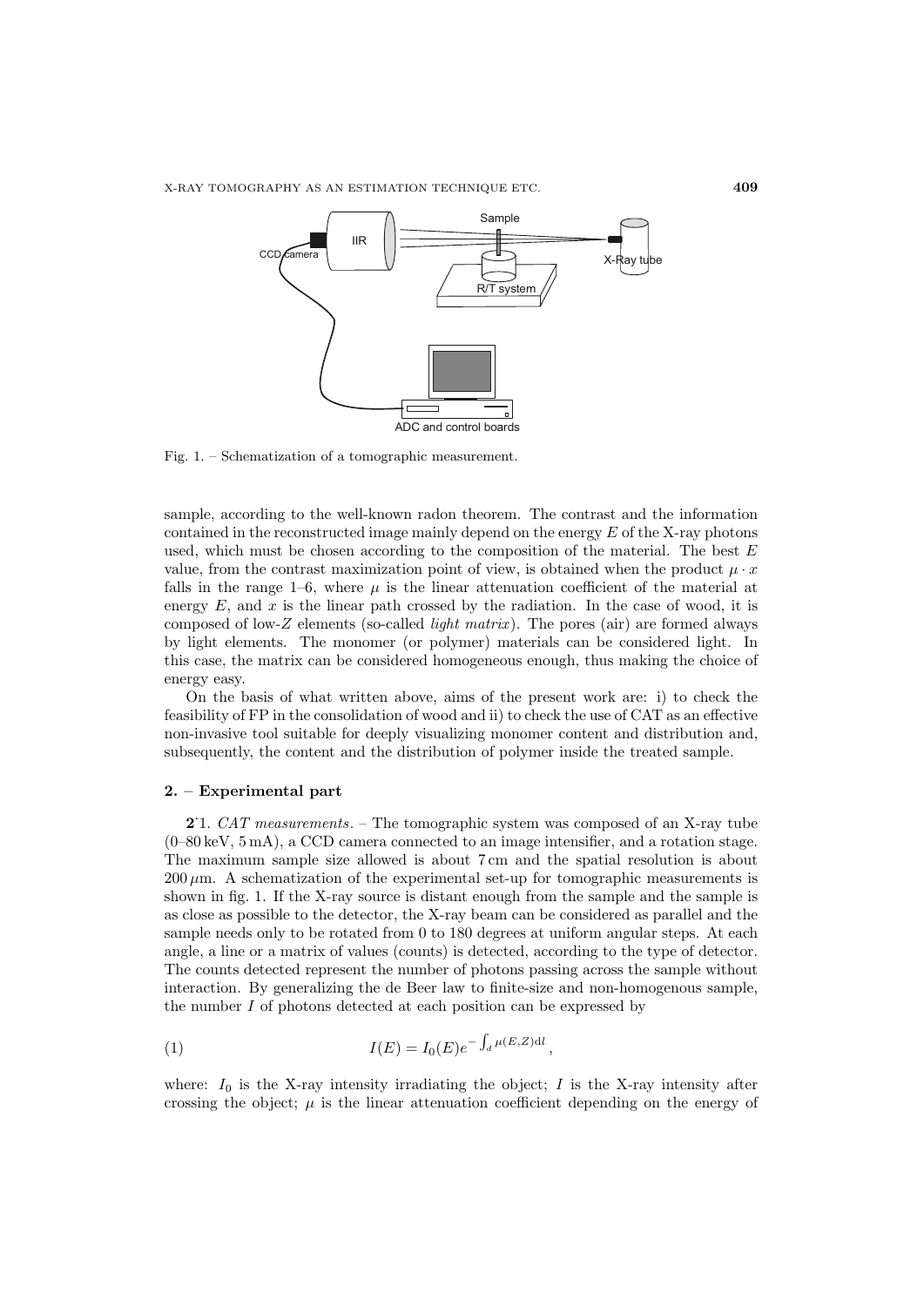Fig. 1. – Schematization of a tomographic measurement.

sample, according to the well-known radon theorem. The contrast and the information contained in the reconstructed image mainly depend on the energy $E$ of the X-ray photons used, which must be chosen according to the composition of the material. The best $E$ value, from the contrast maximization point of view, is obtained when the product $\mu \cdot x$ falls in the range 1–6, where $\mu$ is the linear attenuation coefficient of the material at energy $E$, and $x$ is the linear path crossed by the radiation. In the case of wood, it is composed of low-$Z$ elements (so-called *light matrix*). The pores (air) are formed always by light elements. The monomer (or polymer) materials can be considered light. In this case, the matrix can be considered homogeneous enough, thus making the choice of energy easy.

On the basis of what written above, aims of the present work are: i) to check the feasibility of FP in the consolidation of wood and ii) to check the use of CAT as an effective non-invasive tool suitable for deeply visualizing monomer content and distribution and, subsequently, the content and the distribution of polymer inside the treated sample.

## 2. – Experimental part

**2·1.** *CAT measurements*. – The tomographic system was composed of an X-ray tube (0–80 keV, 5 mA), a CCD camera connected to an image intensifier, and a rotation stage. The maximum sample size allowed is about 7 cm and the spatial resolution is about 200 $\mu$m. A schematization of the experimental set-up for tomographic measurements is shown in fig. 1. If the X-ray source is distant enough from the sample and the sample is as close as possible to the detector, the X-ray beam can be considered as parallel and the sample needs only to be rotated from 0 to 180 degrees at uniform angular steps. At each angle, a line or a matrix of values (counts) is detected, according to the type of detector. The counts detected represent the number of photons passing across the sample without interaction. By generalizing the de Beer law to finite-size and non-homogenous sample, the number $I$ of photons detected at each position can be expressed by

$$I(E) = I_0(E)e^{-\int_d \mu(E,Z)\mathrm{d}l}, \tag{1}$$

where: $I_0$ is the X-ray intensity irradiating the object; $I$ is the X-ray intensity after crossing the object; $\mu$ is the linear attenuation coefficient depending on the energy of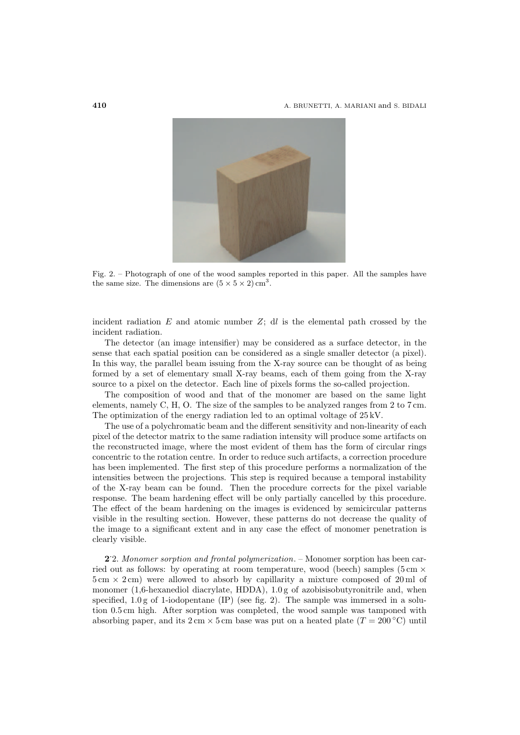Fig. 2. – Photograph of one of the wood samples reported in this paper. All the samples have the same size. The dimensions are $(5 \times 5 \times 2)\,\mathrm{cm}^3$.

incident radiation $E$ and atomic number $Z$; $\mathrm{d}l$ is the elemental path crossed by the incident radiation.

The detector (an image intensifier) may be considered as a surface detector, in the sense that each spatial position can be considered as a single smaller detector (a pixel). In this way, the parallel beam issuing from the X-ray source can be thought of as being formed by a set of elementary small X-ray beams, each of them going from the X-ray source to a pixel on the detector. Each line of pixels forms the so-called projection.

The composition of wood and that of the monomer are based on the same light elements, namely C, H, O. The size of the samples to be analyzed ranges from 2 to 7 cm. The optimization of the energy radiation led to an optimal voltage of 25 kV.

The use of a polychromatic beam and the different sensitivity and non-linearity of each pixel of the detector matrix to the same radiation intensity will produce some artifacts on the reconstructed image, where the most evident of them has the form of circular rings concentric to the rotation centre. In order to reduce such artifacts, a correction procedure has been implemented. The first step of this procedure performs a normalization of the intensities between the projections. This step is required because a temporal instability of the X-ray beam can be found. Then the procedure corrects for the pixel variable response. The beam hardening effect will be only partially cancelled by this procedure. The effect of the beam hardening on the images is evidenced by semicircular patterns visible in the resulting section. However, these patterns do not decrease the quality of the image to a significant extent and in any case the effect of monomer penetration is clearly visible.

**2**·2. *Monomer sorption and frontal polymerization.* – Monomer sorption has been carried out as follows: by operating at room temperature, wood (beech) samples (5 cm × 5 cm × 2 cm) were allowed to absorb by capillarity a mixture composed of 20 ml of monomer (1,6-hexanediol diacrylate, HDDA), 1.0 g of azobisisobutyronitrile and, when specified, 1.0 g of 1-iodopentane (IP) (see fig. 2). The sample was immersed in a solution 0.5 cm high. After sorption was completed, the wood sample was tamponed with absorbing paper, and its 2 cm × 5 cm base was put on a heated plate ($T = 200\,^{\circ}\mathrm{C}$) until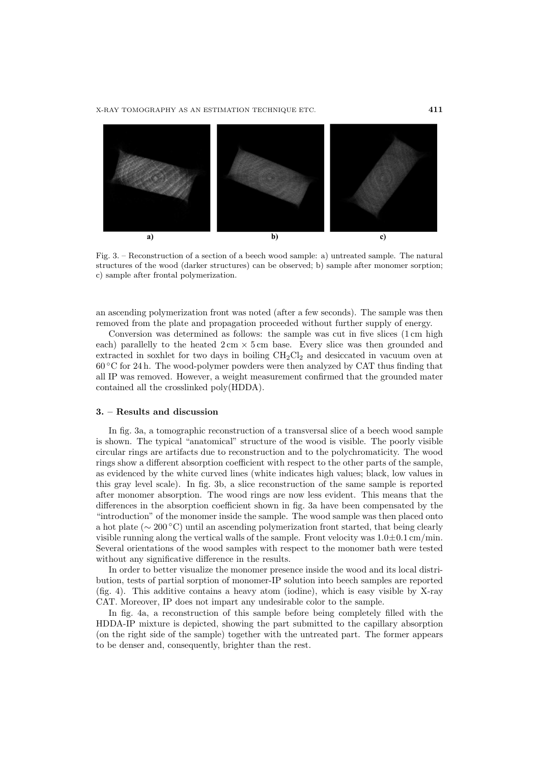Fig. 3. – Reconstruction of a section of a beech wood sample: a) untreated sample. The natural structures of the wood (darker structures) can be observed; b) sample after monomer sorption; c) sample after frontal polymerization.

an ascending polymerization front was noted (after a few seconds). The sample was then removed from the plate and propagation proceeded without further supply of energy.

Conversion was determined as follows: the sample was cut in five slices (1 cm high each) parallelly to the heated 2 cm × 5 cm base. Every slice was then grounded and extracted in soxhlet for two days in boiling $CH_2Cl_2$ and desiccated in vacuum oven at 60 °C for 24 h. The wood-polymer powders were then analyzed by CAT thus finding that all IP was removed. However, a weight measurement confirmed that the grounded mater contained all the crosslinked poly(HDDA).

## 3. – Results and discussion

In fig. 3a, a tomographic reconstruction of a transversal slice of a beech wood sample is shown. The typical "anatomical" structure of the wood is visible. The poorly visible circular rings are artifacts due to reconstruction and to the polychromaticity. The wood rings show a different absorption coefficient with respect to the other parts of the sample, as evidenced by the white curved lines (white indicates high values; black, low values in this gray level scale). In fig. 3b, a slice reconstruction of the same sample is reported after monomer absorption. The wood rings are now less evident. This means that the differences in the absorption coefficient shown in fig. 3a have been compensated by the "introduction" of the monomer inside the sample. The wood sample was then placed onto a hot plate (∼ 200 °C) until an ascending polymerization front started, that being clearly visible running along the vertical walls of the sample. Front velocity was $1.0 \pm 0.1$ cm/min. Several orientations of the wood samples with respect to the monomer bath were tested without any significative difference in the results.

In order to better visualize the monomer presence inside the wood and its local distribution, tests of partial sorption of monomer-IP solution into beech samples are reported (fig. 4). This additive contains a heavy atom (iodine), which is easy visible by X-ray CAT. Moreover, IP does not impart any undesirable color to the sample.

In fig. 4a, a reconstruction of this sample before being completely filled with the HDDA-IP mixture is depicted, showing the part submitted to the capillary absorption (on the right side of the sample) together with the untreated part. The former appears to be denser and, consequently, brighter than the rest.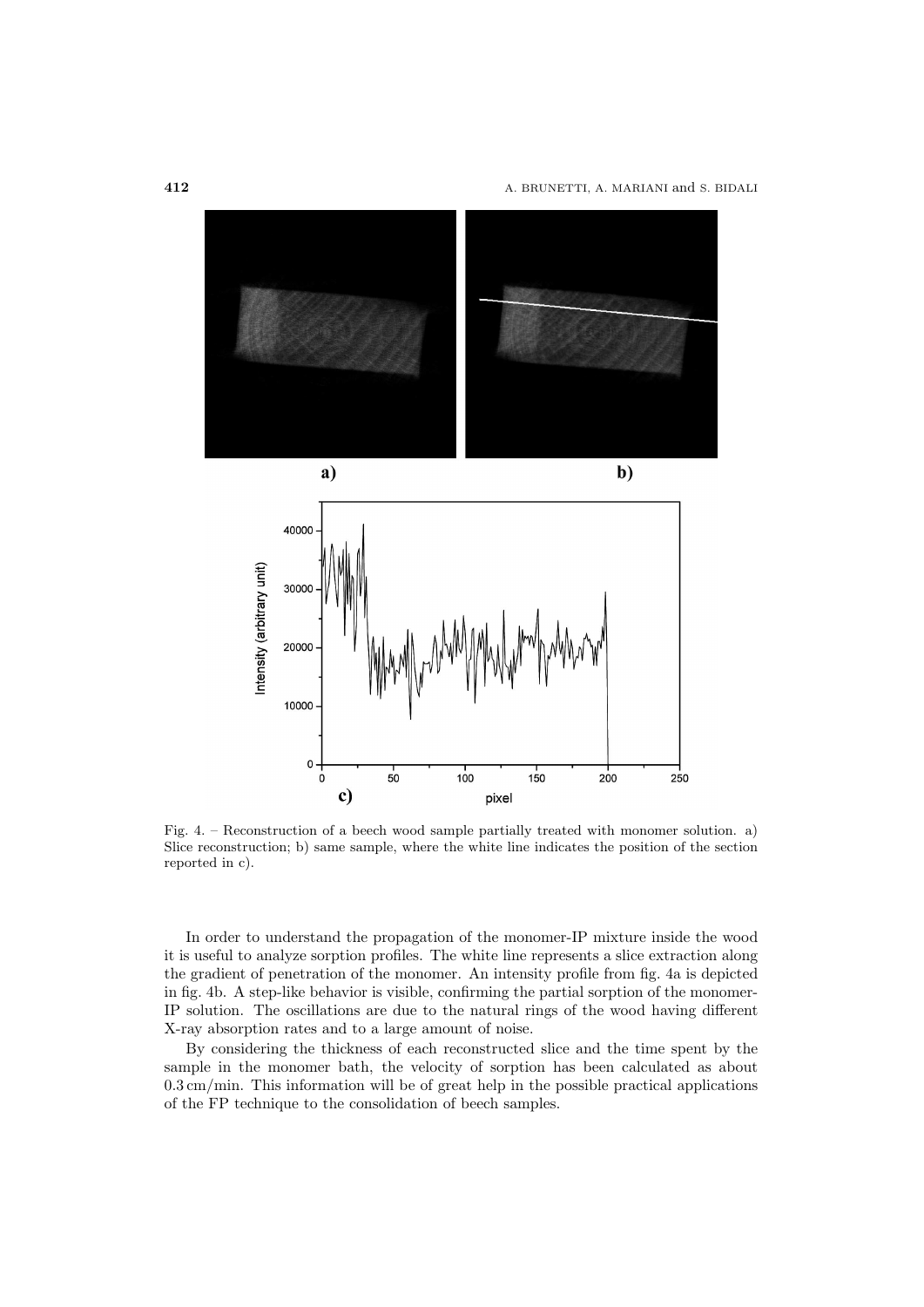Fig. 4. – Reconstruction of a beech wood sample partially treated with monomer solution. a) Slice reconstruction; b) same sample, where the white line indicates the position of the section reported in c).

In order to understand the propagation of the monomer-IP mixture inside the wood it is useful to analyze sorption profiles. The white line represents a slice extraction along the gradient of penetration of the monomer. An intensity profile from fig. 4a is depicted in fig. 4b. A step-like behavior is visible, confirming the partial sorption of the monomer-IP solution. The oscillations are due to the natural rings of the wood having different X-ray absorption rates and to a large amount of noise.

By considering the thickness of each reconstructed slice and the time spent by the sample in the monomer bath, the velocity of sorption has been calculated as about 0.3 cm/min. This information will be of great help in the possible practical applications of the FP technique to the consolidation of beech samples.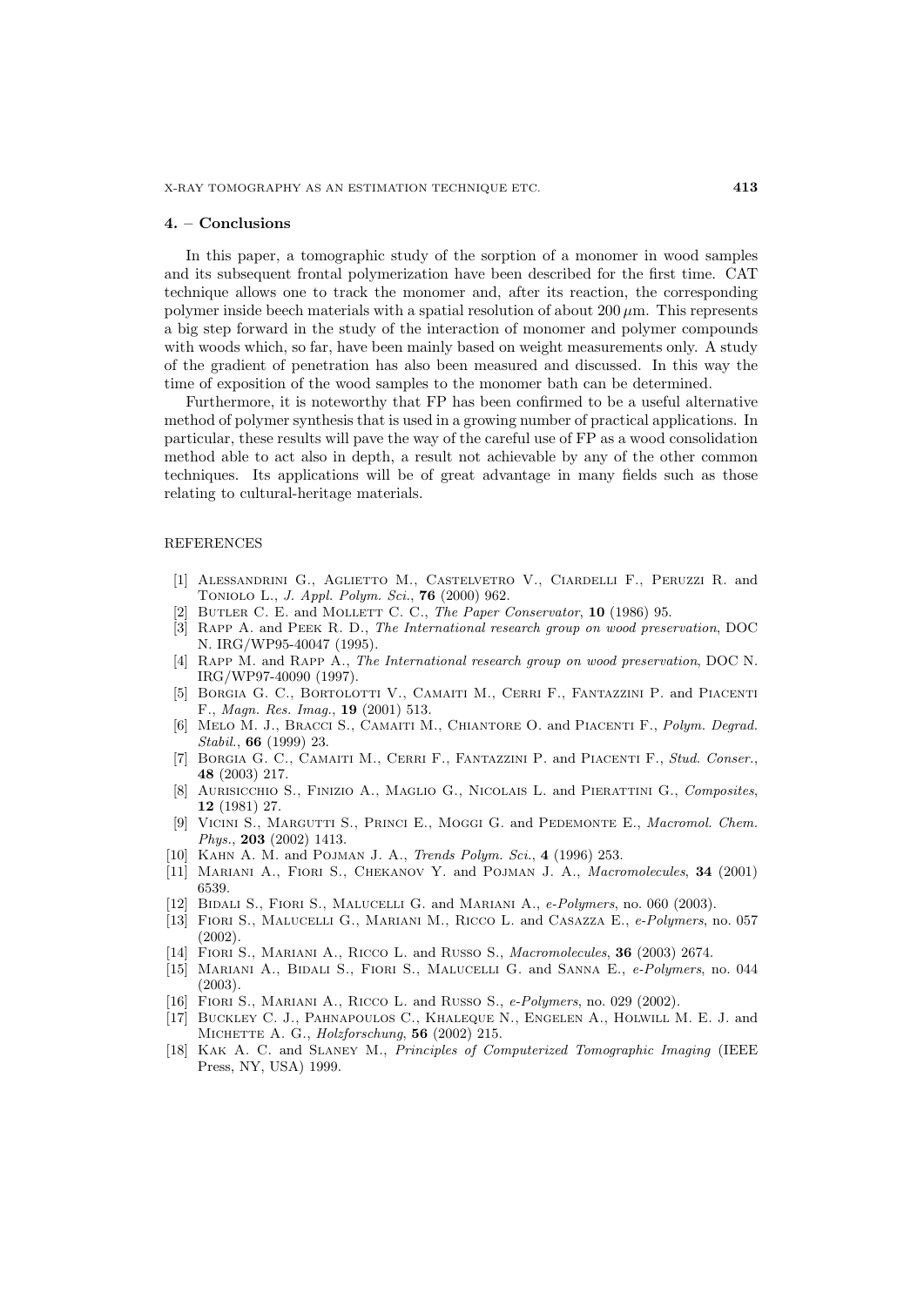## 4. – Conclusions

In this paper, a tomographic study of the sorption of a monomer in wood samples and its subsequent frontal polymerization have been described for the first time. CAT technique allows one to track the monomer and, after its reaction, the corresponding polymer inside beech materials with a spatial resolution of about $200\,\mu$m. This represents a big step forward in the study of the interaction of monomer and polymer compounds with woods which, so far, have been mainly based on weight measurements only. A study of the gradient of penetration has also been measured and discussed. In this way the time of exposition of the wood samples to the monomer bath can be determined.

Furthermore, it is noteworthy that FP has been confirmed to be a useful alternative method of polymer synthesis that is used in a growing number of practical applications. In particular, these results will pave the way of the careful use of FP as a wood consolidation method able to act also in depth, a result not achievable by any of the other common techniques. Its applications will be of great advantage in many fields such as those relating to cultural-heritage materials.

REFERENCES

[1] Alessandrini G., Aglietto M., Castelvetro V., Ciardelli F., Peruzzi R. and Toniolo L., *J. Appl. Polym. Sci.*, **76** (2000) 962.

[2] Butler C. E. and Mollett C. C., *The Paper Conservator*, **10** (1986) 95.

[3] Rapp A. and Peek R. D., *The International research group on wood preservation*, DOC N. IRG/WP95-40047 (1995).

[4] Rapp M. and Rapp A., *The International research group on wood preservation*, DOC N. IRG/WP97-40090 (1997).

[5] Borgia G. C., Bortolotti V., Camaiti M., Cerri F., Fantazzini P. and Piacenti F., *Magn. Res. Imag.*, **19** (2001) 513.

[6] Melo M. J., Bracci S., Camaiti M., Chiantore O. and Piacenti F., *Polym. Degrad. Stabil.*, **66** (1999) 23.

[7] Borgia G. C., Camaiti M., Cerri F., Fantazzini P. and Piacenti F., *Stud. Conser.*, **48** (2003) 217.

[8] Aurisicchio S., Finizio A., Maglio G., Nicolais L. and Pierattini G., *Composites*, **12** (1981) 27.

[9] Vicini S., Margutti S., Princi E., Moggi G. and Pedemonte E., *Macromol. Chem. Phys.*, **203** (2002) 1413.

[10] Kahn A. M. and Pojman J. A., *Trends Polym. Sci.*, **4** (1996) 253.

[11] Mariani A., Fiori S., Chekanov Y. and Pojman J. A., *Macromolecules*, **34** (2001) 6539.

[12] Bidali S., Fiori S., Malucelli G. and Mariani A., *e-Polymers*, no. 060 (2003).

[13] Fiori S., Malucelli G., Mariani M., Ricco L. and Casazza E., *e-Polymers*, no. 057 (2002).

[14] Fiori S., Mariani A., Ricco L. and Russo S., *Macromolecules*, **36** (2003) 2674.

[15] Mariani A., Bidali S., Fiori S., Malucelli G. and Sanna E., *e-Polymers*, no. 044 (2003).

[16] Fiori S., Mariani A., Ricco L. and Russo S., *e-Polymers*, no. 029 (2002).

[17] Buckley C. J., Pahnapoulos C., Khaleque N., Engelen A., Holwill M. E. J. and Michette A. G., *Holzforschung*, **56** (2002) 215.

[18] Kak A. C. and Slaney M., *Principles of Computerized Tomographic Imaging* (IEEE Press, NY, USA) 1999.